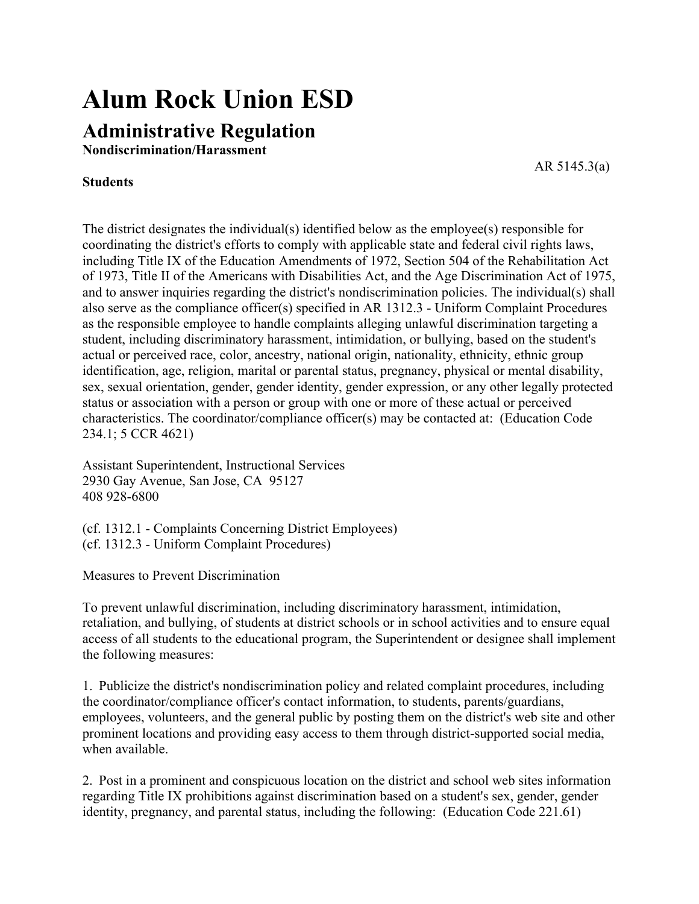# Alum Rock Union ESD

## Administrative Regulation

**Nondiscrimination/Harassment**

AR 5145.3(a)

**Students**

The district designates the individual(s) identified below as the employee(s) responsible for coordinating the district's efforts to comply with applicable state and federal civil rights laws, including Title IX of the Education Amendments of 1972, Section 504 of the Rehabilitation Act of 1973, Title II of the Americans with Disabilities Act, and the Age Discrimination Act of 1975, and to answer inquiries regarding the district's nondiscrimination policies. The individual(s) shall also serve as the compliance officer(s) specified in AR 1312.3 - Uniform Complaint Procedures as the responsible employee to handle complaints alleging unlawful discrimination targeting a student, including discriminatory harassment, intimidation, or bullying, based on the student's actual or perceived race, color, ancestry, national origin, nationality, ethnicity, ethnic group identification, age, religion, marital or parental status, pregnancy, physical or mental disability, sex, sexual orientation, gender, gender identity, gender expression, or any other legally protected status or association with a person or group with one or more of these actual or perceived characteristics. The coordinator/compliance officer(s) may be contacted at: (Education Code 234.1; 5 CCR 4621)

Assistant Superintendent, Instructional Services
2930 Gay Avenue, San Jose, CA 95127
408 928-6800

(cf. 1312.1 - Complaints Concerning District Employees)
(cf. 1312.3 - Uniform Complaint Procedures)

Measures to Prevent Discrimination

To prevent unlawful discrimination, including discriminatory harassment, intimidation, retaliation, and bullying, of students at district schools or in school activities and to ensure equal access of all students to the educational program, the Superintendent or designee shall implement the following measures:

1. Publicize the district's nondiscrimination policy and related complaint procedures, including the coordinator/compliance officer's contact information, to students, parents/guardians, employees, volunteers, and the general public by posting them on the district's web site and other prominent locations and providing easy access to them through district-supported social media, when available.

2. Post in a prominent and conspicuous location on the district and school web sites information regarding Title IX prohibitions against discrimination based on a student's sex, gender, gender identity, pregnancy, and parental status, including the following: (Education Code 221.61)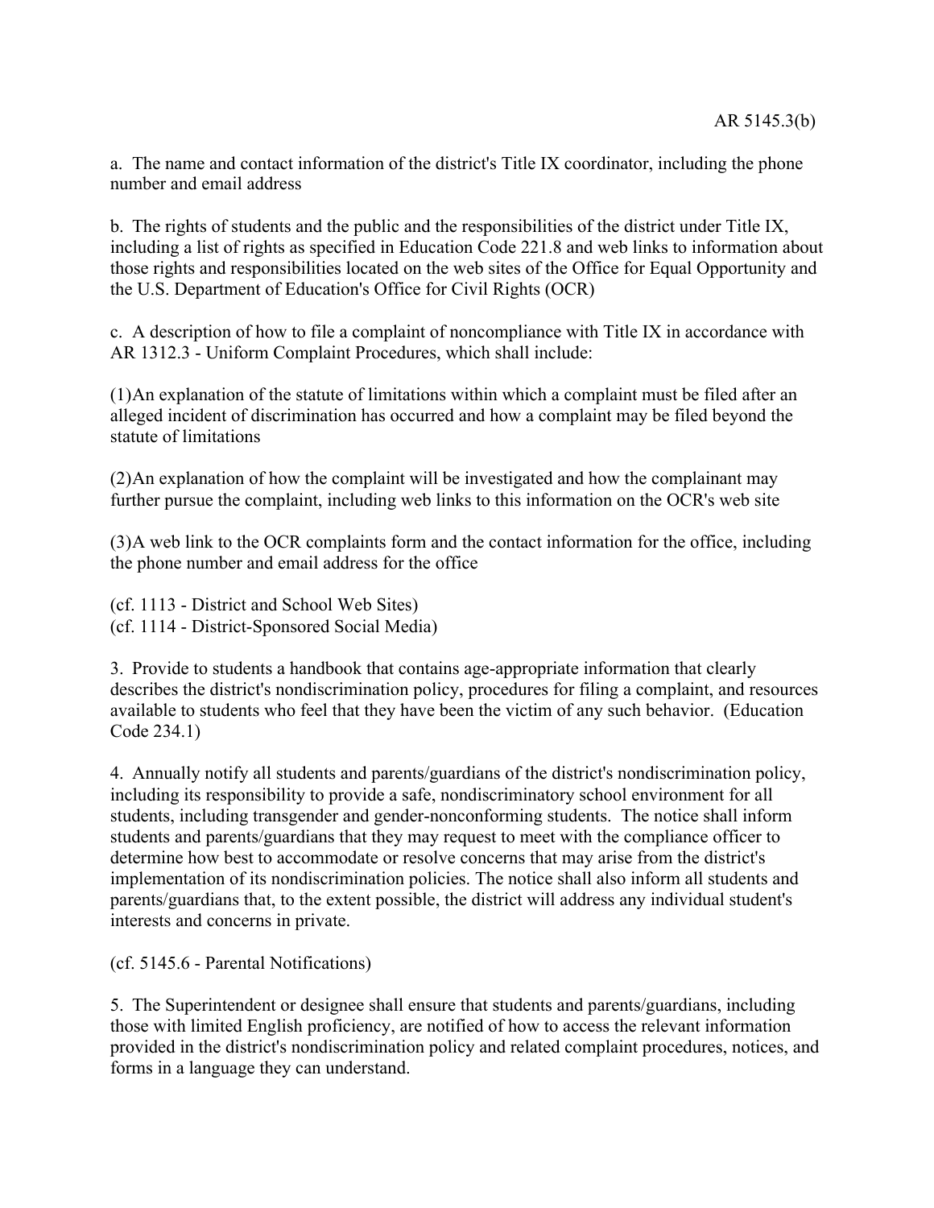a. The name and contact information of the district's Title IX coordinator, including the phone number and email address

b. The rights of students and the public and the responsibilities of the district under Title IX, including a list of rights as specified in Education Code 221.8 and web links to information about those rights and responsibilities located on the web sites of the Office for Equal Opportunity and the U.S. Department of Education's Office for Civil Rights (OCR)

c. A description of how to file a complaint of noncompliance with Title IX in accordance with AR 1312.3 - Uniform Complaint Procedures, which shall include:

(1) An explanation of the statute of limitations within which a complaint must be filed after an alleged incident of discrimination has occurred and how a complaint may be filed beyond the statute of limitations

(2) An explanation of how the complaint will be investigated and how the complainant may further pursue the complaint, including web links to this information on the OCR's web site

(3) A web link to the OCR complaints form and the contact information for the office, including the phone number and email address for the office

(cf. 1113 - District and School Web Sites)
(cf. 1114 - District-Sponsored Social Media)

3. Provide to students a handbook that contains age-appropriate information that clearly describes the district's nondiscrimination policy, procedures for filing a complaint, and resources available to students who feel that they have been the victim of any such behavior. (Education Code 234.1)

4. Annually notify all students and parents/guardians of the district's nondiscrimination policy, including its responsibility to provide a safe, nondiscriminatory school environment for all students, including transgender and gender-nonconforming students. The notice shall inform students and parents/guardians that they may request to meet with the compliance officer to determine how best to accommodate or resolve concerns that may arise from the district's implementation of its nondiscrimination policies. The notice shall also inform all students and parents/guardians that, to the extent possible, the district will address any individual student's interests and concerns in private.

(cf. 5145.6 - Parental Notifications)

5. The Superintendent or designee shall ensure that students and parents/guardians, including those with limited English proficiency, are notified of how to access the relevant information provided in the district's nondiscrimination policy and related complaint procedures, notices, and forms in a language they can understand.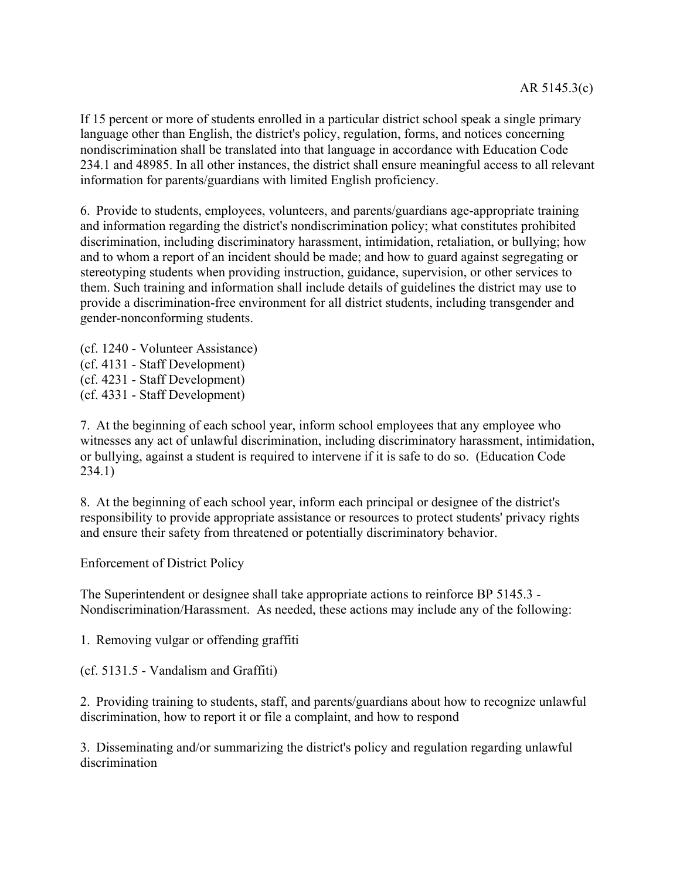If 15 percent or more of students enrolled in a particular district school speak a single primary language other than English, the district's policy, regulation, forms, and notices concerning nondiscrimination shall be translated into that language in accordance with Education Code 234.1 and 48985. In all other instances, the district shall ensure meaningful access to all relevant information for parents/guardians with limited English proficiency.

6. Provide to students, employees, volunteers, and parents/guardians age-appropriate training and information regarding the district's nondiscrimination policy; what constitutes prohibited discrimination, including discriminatory harassment, intimidation, retaliation, or bullying; how and to whom a report of an incident should be made; and how to guard against segregating or stereotyping students when providing instruction, guidance, supervision, or other services to them. Such training and information shall include details of guidelines the district may use to provide a discrimination-free environment for all district students, including transgender and gender-nonconforming students.

(cf. 1240 - Volunteer Assistance)
(cf. 4131 - Staff Development)
(cf. 4231 - Staff Development)
(cf. 4331 - Staff Development)

7. At the beginning of each school year, inform school employees that any employee who witnesses any act of unlawful discrimination, including discriminatory harassment, intimidation, or bullying, against a student is required to intervene if it is safe to do so. (Education Code 234.1)

8. At the beginning of each school year, inform each principal or designee of the district's responsibility to provide appropriate assistance or resources to protect students' privacy rights and ensure their safety from threatened or potentially discriminatory behavior.

Enforcement of District Policy

The Superintendent or designee shall take appropriate actions to reinforce BP 5145.3 - Nondiscrimination/Harassment. As needed, these actions may include any of the following:

1. Removing vulgar or offending graffiti

(cf. 5131.5 - Vandalism and Graffiti)

2. Providing training to students, staff, and parents/guardians about how to recognize unlawful discrimination, how to report it or file a complaint, and how to respond

3. Disseminating and/or summarizing the district's policy and regulation regarding unlawful discrimination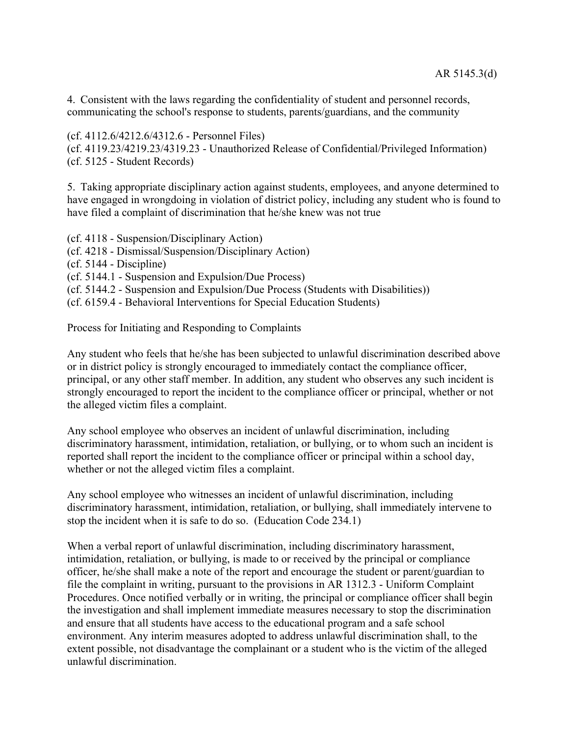4. Consistent with the laws regarding the confidentiality of student and personnel records, communicating the school's response to students, parents/guardians, and the community

(cf. 4112.6/4212.6/4312.6 - Personnel Files)
(cf. 4119.23/4219.23/4319.23 - Unauthorized Release of Confidential/Privileged Information)
(cf. 5125 - Student Records)

5. Taking appropriate disciplinary action against students, employees, and anyone determined to have engaged in wrongdoing in violation of district policy, including any student who is found to have filed a complaint of discrimination that he/she knew was not true

(cf. 4118 - Suspension/Disciplinary Action)
(cf. 4218 - Dismissal/Suspension/Disciplinary Action)
(cf. 5144 - Discipline)
(cf. 5144.1 - Suspension and Expulsion/Due Process)
(cf. 5144.2 - Suspension and Expulsion/Due Process (Students with Disabilities))
(cf. 6159.4 - Behavioral Interventions for Special Education Students)

Process for Initiating and Responding to Complaints

Any student who feels that he/she has been subjected to unlawful discrimination described above or in district policy is strongly encouraged to immediately contact the compliance officer, principal, or any other staff member. In addition, any student who observes any such incident is strongly encouraged to report the incident to the compliance officer or principal, whether or not the alleged victim files a complaint.

Any school employee who observes an incident of unlawful discrimination, including discriminatory harassment, intimidation, retaliation, or bullying, or to whom such an incident is reported shall report the incident to the compliance officer or principal within a school day, whether or not the alleged victim files a complaint.

Any school employee who witnesses an incident of unlawful discrimination, including discriminatory harassment, intimidation, retaliation, or bullying, shall immediately intervene to stop the incident when it is safe to do so. (Education Code 234.1)

When a verbal report of unlawful discrimination, including discriminatory harassment, intimidation, retaliation, or bullying, is made to or received by the principal or compliance officer, he/she shall make a note of the report and encourage the student or parent/guardian to file the complaint in writing, pursuant to the provisions in AR 1312.3 - Uniform Complaint Procedures. Once notified verbally or in writing, the principal or compliance officer shall begin the investigation and shall implement immediate measures necessary to stop the discrimination and ensure that all students have access to the educational program and a safe school environment. Any interim measures adopted to address unlawful discrimination shall, to the extent possible, not disadvantage the complainant or a student who is the victim of the alleged unlawful discrimination.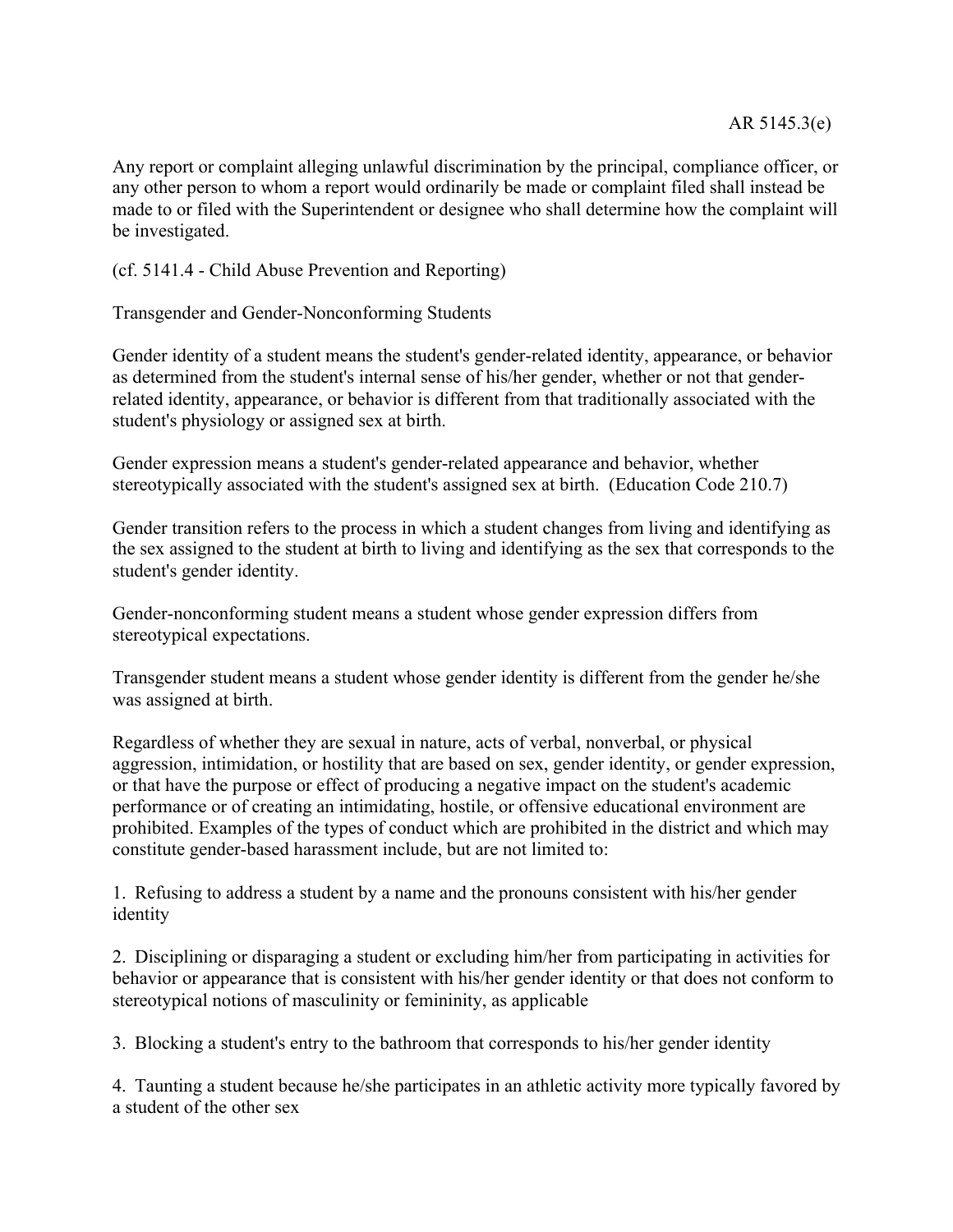Any report or complaint alleging unlawful discrimination by the principal, compliance officer, or any other person to whom a report would ordinarily be made or complaint filed shall instead be made to or filed with the Superintendent or designee who shall determine how the complaint will be investigated.

(cf. 5141.4 - Child Abuse Prevention and Reporting)

## Transgender and Gender-Nonconforming Students

Gender identity of a student means the student's gender-related identity, appearance, or behavior as determined from the student's internal sense of his/her gender, whether or not that gender-related identity, appearance, or behavior is different from that traditionally associated with the student's physiology or assigned sex at birth.

Gender expression means a student's gender-related appearance and behavior, whether stereotypically associated with the student's assigned sex at birth. (Education Code 210.7)

Gender transition refers to the process in which a student changes from living and identifying as the sex assigned to the student at birth to living and identifying as the sex that corresponds to the student's gender identity.

Gender-nonconforming student means a student whose gender expression differs from stereotypical expectations.

Transgender student means a student whose gender identity is different from the gender he/she was assigned at birth.

Regardless of whether they are sexual in nature, acts of verbal, nonverbal, or physical aggression, intimidation, or hostility that are based on sex, gender identity, or gender expression, or that have the purpose or effect of producing a negative impact on the student's academic performance or of creating an intimidating, hostile, or offensive educational environment are prohibited. Examples of the types of conduct which are prohibited in the district and which may constitute gender-based harassment include, but are not limited to:

1. Refusing to address a student by a name and the pronouns consistent with his/her gender identity

2. Disciplining or disparaging a student or excluding him/her from participating in activities for behavior or appearance that is consistent with his/her gender identity or that does not conform to stereotypical notions of masculinity or femininity, as applicable

3. Blocking a student's entry to the bathroom that corresponds to his/her gender identity

4. Taunting a student because he/she participates in an athletic activity more typically favored by a student of the other sex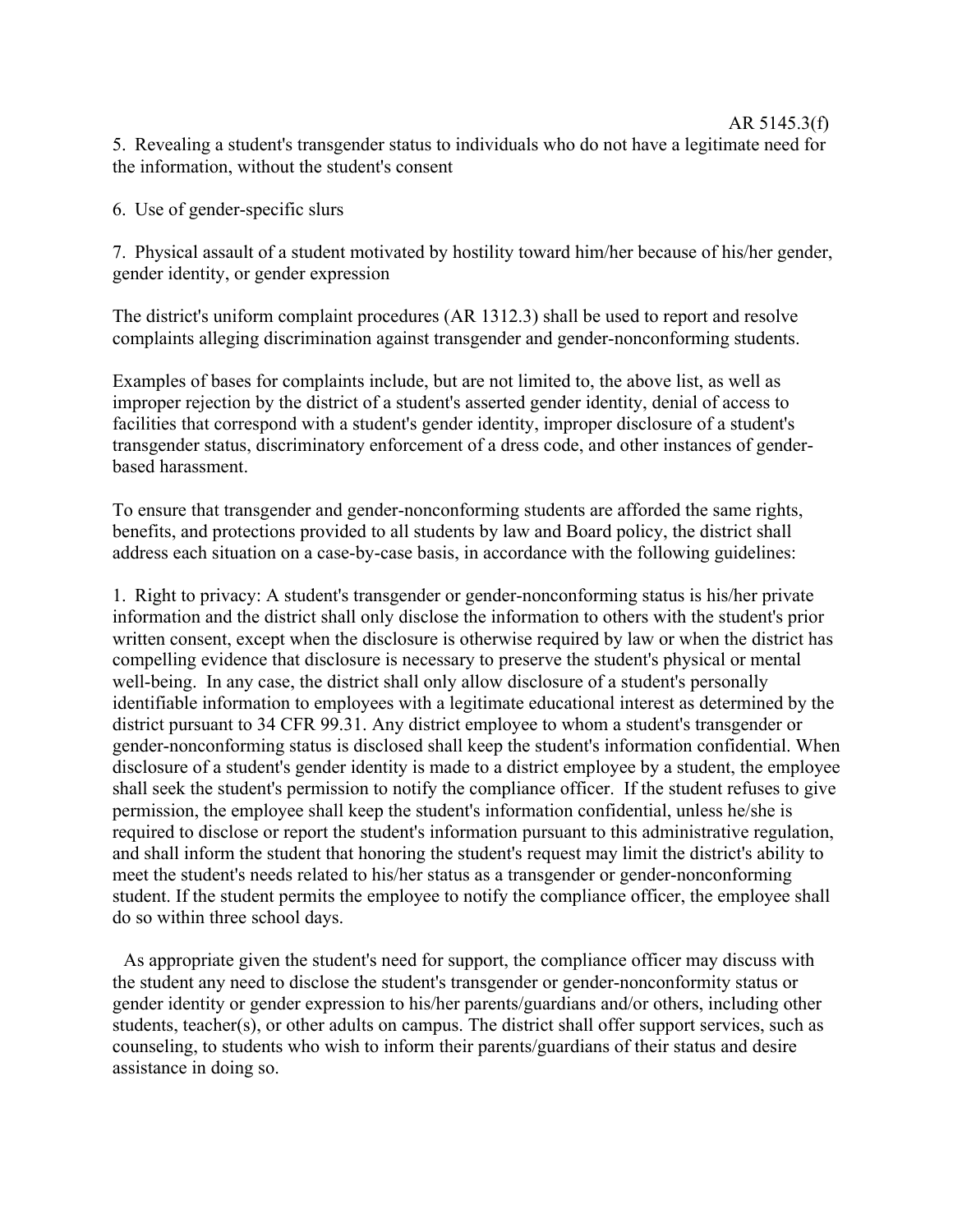5. Revealing a student's transgender status to individuals who do not have a legitimate need for the information, without the student's consent

6. Use of gender-specific slurs

7. Physical assault of a student motivated by hostility toward him/her because of his/her gender, gender identity, or gender expression

The district's uniform complaint procedures (AR 1312.3) shall be used to report and resolve complaints alleging discrimination against transgender and gender-nonconforming students.

Examples of bases for complaints include, but are not limited to, the above list, as well as improper rejection by the district of a student's asserted gender identity, denial of access to facilities that correspond with a student's gender identity, improper disclosure of a student's transgender status, discriminatory enforcement of a dress code, and other instances of gender-based harassment.

To ensure that transgender and gender-nonconforming students are afforded the same rights, benefits, and protections provided to all students by law and Board policy, the district shall address each situation on a case-by-case basis, in accordance with the following guidelines:

1. Right to privacy: A student's transgender or gender-nonconforming status is his/her private information and the district shall only disclose the information to others with the student's prior written consent, except when the disclosure is otherwise required by law or when the district has compelling evidence that disclosure is necessary to preserve the student's physical or mental well-being. In any case, the district shall only allow disclosure of a student's personally identifiable information to employees with a legitimate educational interest as determined by the district pursuant to 34 CFR 99.31. Any district employee to whom a student's transgender or gender-nonconforming status is disclosed shall keep the student's information confidential. When disclosure of a student's gender identity is made to a district employee by a student, the employee shall seek the student's permission to notify the compliance officer. If the student refuses to give permission, the employee shall keep the student's information confidential, unless he/she is required to disclose or report the student's information pursuant to this administrative regulation, and shall inform the student that honoring the student's request may limit the district's ability to meet the student's needs related to his/her status as a transgender or gender-nonconforming student. If the student permits the employee to notify the compliance officer, the employee shall do so within three school days.

As appropriate given the student's need for support, the compliance officer may discuss with the student any need to disclose the student's transgender or gender-nonconformity status or gender identity or gender expression to his/her parents/guardians and/or others, including other students, teacher(s), or other adults on campus. The district shall offer support services, such as counseling, to students who wish to inform their parents/guardians of their status and desire assistance in doing so.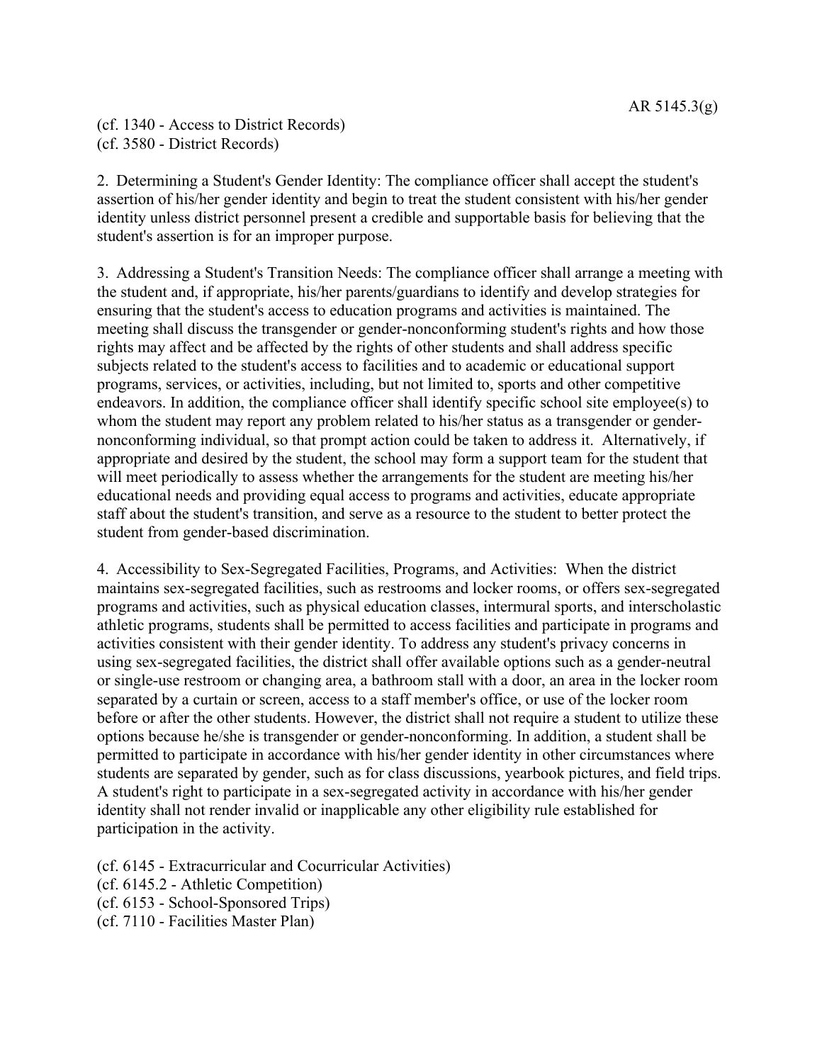(cf. 1340 - Access to District Records)
(cf. 3580 - District Records)

2. Determining a Student's Gender Identity: The compliance officer shall accept the student's assertion of his/her gender identity and begin to treat the student consistent with his/her gender identity unless district personnel present a credible and supportable basis for believing that the student's assertion is for an improper purpose.

3. Addressing a Student's Transition Needs: The compliance officer shall arrange a meeting with the student and, if appropriate, his/her parents/guardians to identify and develop strategies for ensuring that the student's access to education programs and activities is maintained. The meeting shall discuss the transgender or gender-nonconforming student's rights and how those rights may affect and be affected by the rights of other students and shall address specific subjects related to the student's access to facilities and to academic or educational support programs, services, or activities, including, but not limited to, sports and other competitive endeavors. In addition, the compliance officer shall identify specific school site employee(s) to whom the student may report any problem related to his/her status as a transgender or gender-nonconforming individual, so that prompt action could be taken to address it. Alternatively, if appropriate and desired by the student, the school may form a support team for the student that will meet periodically to assess whether the arrangements for the student are meeting his/her educational needs and providing equal access to programs and activities, educate appropriate staff about the student's transition, and serve as a resource to the student to better protect the student from gender-based discrimination.

4. Accessibility to Sex-Segregated Facilities, Programs, and Activities: When the district maintains sex-segregated facilities, such as restrooms and locker rooms, or offers sex-segregated programs and activities, such as physical education classes, intermural sports, and interscholastic athletic programs, students shall be permitted to access facilities and participate in programs and activities consistent with their gender identity. To address any student's privacy concerns in using sex-segregated facilities, the district shall offer available options such as a gender-neutral or single-use restroom or changing area, a bathroom stall with a door, an area in the locker room separated by a curtain or screen, access to a staff member's office, or use of the locker room before or after the other students. However, the district shall not require a student to utilize these options because he/she is transgender or gender-nonconforming. In addition, a student shall be permitted to participate in accordance with his/her gender identity in other circumstances where students are separated by gender, such as for class discussions, yearbook pictures, and field trips. A student's right to participate in a sex-segregated activity in accordance with his/her gender identity shall not render invalid or inapplicable any other eligibility rule established for participation in the activity.

(cf. 6145 - Extracurricular and Cocurricular Activities)
(cf. 6145.2 - Athletic Competition)
(cf. 6153 - School-Sponsored Trips)
(cf. 7110 - Facilities Master Plan)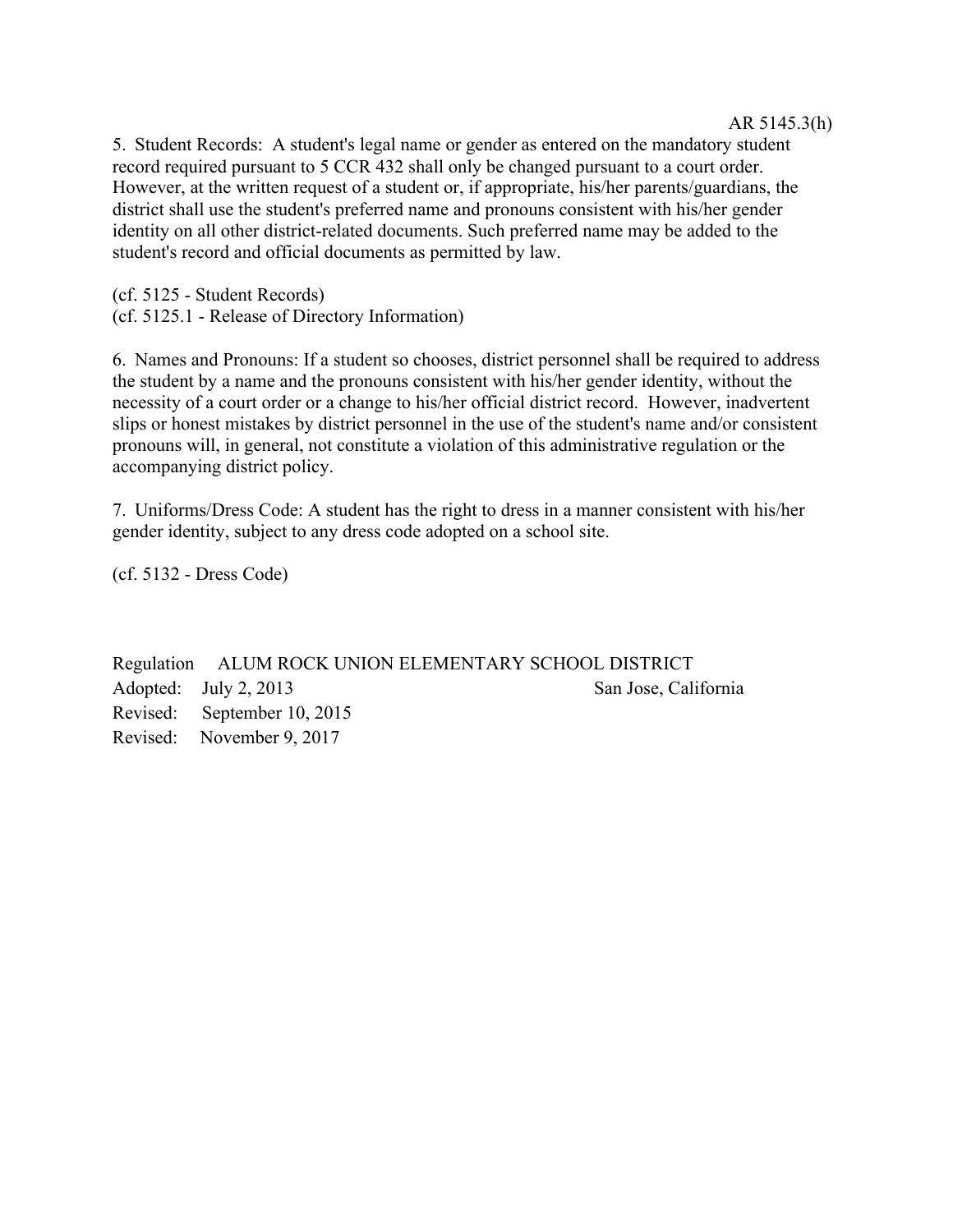5. Student Records: A student's legal name or gender as entered on the mandatory student record required pursuant to 5 CCR 432 shall only be changed pursuant to a court order. However, at the written request of a student or, if appropriate, his/her parents/guardians, the district shall use the student's preferred name and pronouns consistent with his/her gender identity on all other district-related documents. Such preferred name may be added to the student's record and official documents as permitted by law.

(cf. 5125 - Student Records)
(cf. 5125.1 - Release of Directory Information)

6. Names and Pronouns: If a student so chooses, district personnel shall be required to address the student by a name and the pronouns consistent with his/her gender identity, without the necessity of a court order or a change to his/her official district record. However, inadvertent slips or honest mistakes by district personnel in the use of the student's name and/or consistent pronouns will, in general, not constitute a violation of this administrative regulation or the accompanying district policy.

7. Uniforms/Dress Code: A student has the right to dress in a manner consistent with his/her gender identity, subject to any dress code adopted on a school site.

(cf. 5132 - Dress Code)

Regulation ALUM ROCK UNION ELEMENTARY SCHOOL DISTRICT
Adopted: July 2, 2013 San Jose, California
Revised: September 10, 2015
Revised: November 9, 2017